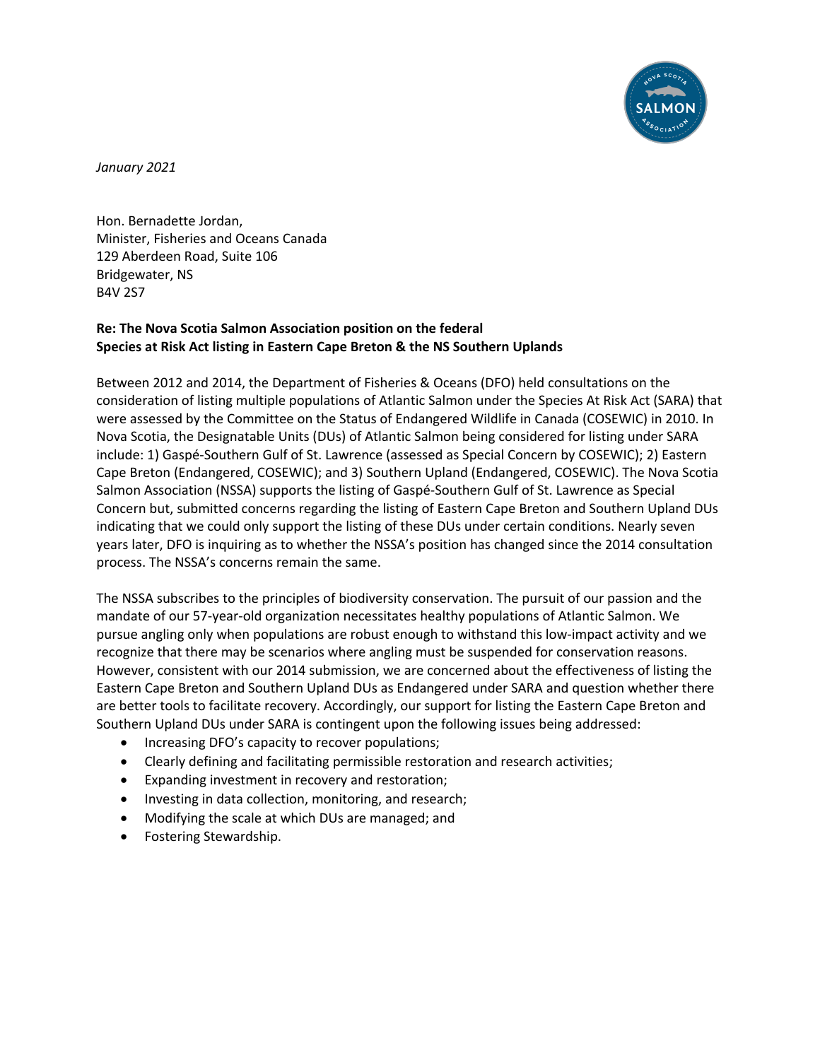*January 2021*

Hon. Bernadette Jordan,
Minister, Fisheries and Oceans Canada
129 Aberdeen Road, Suite 106
Bridgewater, NS
B4V 2S7

**Re: The Nova Scotia Salmon Association position on the federal Species at Risk Act listing in Eastern Cape Breton & the NS Southern Uplands**

Between 2012 and 2014, the Department of Fisheries & Oceans (DFO) held consultations on the consideration of listing multiple populations of Atlantic Salmon under the Species At Risk Act (SARA) that were assessed by the Committee on the Status of Endangered Wildlife in Canada (COSEWIC) in 2010. In Nova Scotia, the Designatable Units (DUs) of Atlantic Salmon being considered for listing under SARA include: 1) Gaspé-Southern Gulf of St. Lawrence (assessed as Special Concern by COSEWIC); 2) Eastern Cape Breton (Endangered, COSEWIC); and 3) Southern Upland (Endangered, COSEWIC). The Nova Scotia Salmon Association (NSSA) supports the listing of Gaspé-Southern Gulf of St. Lawrence as Special Concern but, submitted concerns regarding the listing of Eastern Cape Breton and Southern Upland DUs indicating that we could only support the listing of these DUs under certain conditions. Nearly seven years later, DFO is inquiring as to whether the NSSA's position has changed since the 2014 consultation process. The NSSA's concerns remain the same.

The NSSA subscribes to the principles of biodiversity conservation. The pursuit of our passion and the mandate of our 57-year-old organization necessitates healthy populations of Atlantic Salmon. We pursue angling only when populations are robust enough to withstand this low-impact activity and we recognize that there may be scenarios where angling must be suspended for conservation reasons. However, consistent with our 2014 submission, we are concerned about the effectiveness of listing the Eastern Cape Breton and Southern Upland DUs as Endangered under SARA and question whether there are better tools to facilitate recovery. Accordingly, our support for listing the Eastern Cape Breton and Southern Upland DUs under SARA is contingent upon the following issues being addressed:

- Increasing DFO's capacity to recover populations;
- Clearly defining and facilitating permissible restoration and research activities;
- Expanding investment in recovery and restoration;
- Investing in data collection, monitoring, and research;
- Modifying the scale at which DUs are managed; and
- Fostering Stewardship.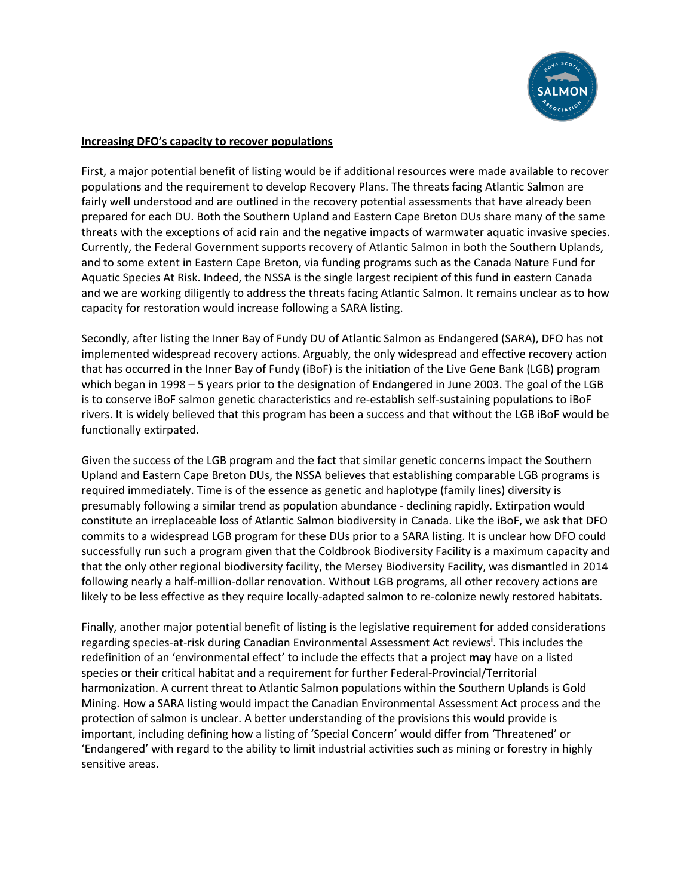**Increasing DFO's capacity to recover populations**

First, a major potential benefit of listing would be if additional resources were made available to recover populations and the requirement to develop Recovery Plans. The threats facing Atlantic Salmon are fairly well understood and are outlined in the recovery potential assessments that have already been prepared for each DU. Both the Southern Upland and Eastern Cape Breton DUs share many of the same threats with the exceptions of acid rain and the negative impacts of warmwater aquatic invasive species. Currently, the Federal Government supports recovery of Atlantic Salmon in both the Southern Uplands, and to some extent in Eastern Cape Breton, via funding programs such as the Canada Nature Fund for Aquatic Species At Risk. Indeed, the NSSA is the single largest recipient of this fund in eastern Canada and we are working diligently to address the threats facing Atlantic Salmon. It remains unclear as to how capacity for restoration would increase following a SARA listing.

Secondly, after listing the Inner Bay of Fundy DU of Atlantic Salmon as Endangered (SARA), DFO has not implemented widespread recovery actions. Arguably, the only widespread and effective recovery action that has occurred in the Inner Bay of Fundy (iBoF) is the initiation of the Live Gene Bank (LGB) program which began in 1998 – 5 years prior to the designation of Endangered in June 2003. The goal of the LGB is to conserve iBoF salmon genetic characteristics and re-establish self-sustaining populations to iBoF rivers. It is widely believed that this program has been a success and that without the LGB iBoF would be functionally extirpated.

Given the success of the LGB program and the fact that similar genetic concerns impact the Southern Upland and Eastern Cape Breton DUs, the NSSA believes that establishing comparable LGB programs is required immediately. Time is of the essence as genetic and haplotype (family lines) diversity is presumably following a similar trend as population abundance - declining rapidly. Extirpation would constitute an irreplaceable loss of Atlantic Salmon biodiversity in Canada. Like the iBoF, we ask that DFO commits to a widespread LGB program for these DUs prior to a SARA listing. It is unclear how DFO could successfully run such a program given that the Coldbrook Biodiversity Facility is a maximum capacity and that the only other regional biodiversity facility, the Mersey Biodiversity Facility, was dismantled in 2014 following nearly a half-million-dollar renovation. Without LGB programs, all other recovery actions are likely to be less effective as they require locally-adapted salmon to re-colonize newly restored habitats.

Finally, another major potential benefit of listing is the legislative requirement for added considerations regarding species-at-risk during Canadian Environmental Assessment Act reviews[i]. This includes the redefinition of an 'environmental effect' to include the effects that a project **may** have on a listed species or their critical habitat and a requirement for further Federal-Provincial/Territorial harmonization. A current threat to Atlantic Salmon populations within the Southern Uplands is Gold Mining. How a SARA listing would impact the Canadian Environmental Assessment Act process and the protection of salmon is unclear. A better understanding of the provisions this would provide is important, including defining how a listing of 'Special Concern' would differ from 'Threatened' or 'Endangered' with regard to the ability to limit industrial activities such as mining or forestry in highly sensitive areas.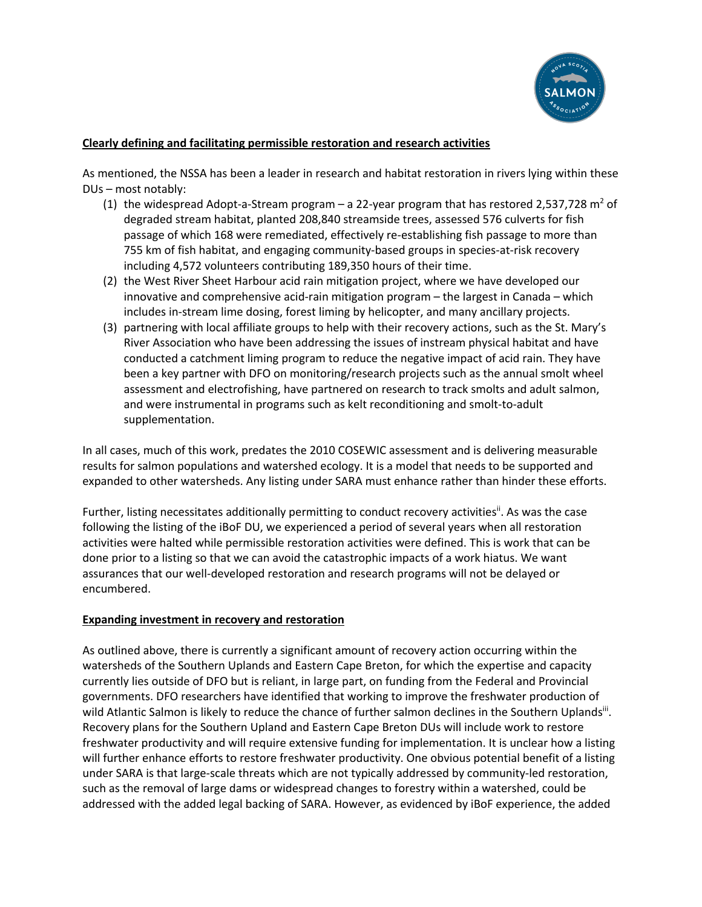**Clearly defining and facilitating permissible restoration and research activities**

As mentioned, the NSSA has been a leader in research and habitat restoration in rivers lying within these DUs – most notably:

1. the widespread Adopt-a-Stream program – a 22-year program that has restored 2,537,728 $m^2$ of degraded stream habitat, planted 208,840 streamside trees, assessed 576 culverts for fish passage of which 168 were remediated, effectively re-establishing fish passage to more than 755 km of fish habitat, and engaging community-based groups in species-at-risk recovery including 4,572 volunteers contributing 189,350 hours of their time.
2. the West River Sheet Harbour acid rain mitigation project, where we have developed our innovative and comprehensive acid-rain mitigation program – the largest in Canada – which includes in-stream lime dosing, forest liming by helicopter, and many ancillary projects.
3. partnering with local affiliate groups to help with their recovery actions, such as the St. Mary's River Association who have been addressing the issues of instream physical habitat and have conducted a catchment liming program to reduce the negative impact of acid rain. They have been a key partner with DFO on monitoring/research projects such as the annual smolt wheel assessment and electrofishing, have partnered on research to track smolts and adult salmon, and were instrumental in programs such as kelt reconditioning and smolt-to-adult supplementation.

In all cases, much of this work, predates the 2010 COSEWIC assessment and is delivering measurable results for salmon populations and watershed ecology. It is a model that needs to be supported and expanded to other watersheds. Any listing under SARA must enhance rather than hinder these efforts.

Further, listing necessitates additionally permitting to conduct recovery activities[ii]. As was the case following the listing of the iBoF DU, we experienced a period of several years when all restoration activities were halted while permissible restoration activities were defined. This is work that can be done prior to a listing so that we can avoid the catastrophic impacts of a work hiatus. We want assurances that our well-developed restoration and research programs will not be delayed or encumbered.

**Expanding investment in recovery and restoration**

As outlined above, there is currently a significant amount of recovery action occurring within the watersheds of the Southern Uplands and Eastern Cape Breton, for which the expertise and capacity currently lies outside of DFO but is reliant, in large part, on funding from the Federal and Provincial governments. DFO researchers have identified that working to improve the freshwater production of wild Atlantic Salmon is likely to reduce the chance of further salmon declines in the Southern Uplands[iii]. Recovery plans for the Southern Upland and Eastern Cape Breton DUs will include work to restore freshwater productivity and will require extensive funding for implementation. It is unclear how a listing will further enhance efforts to restore freshwater productivity. One obvious potential benefit of a listing under SARA is that large-scale threats which are not typically addressed by community-led restoration, such as the removal of large dams or widespread changes to forestry within a watershed, could be addressed with the added legal backing of SARA. However, as evidenced by iBoF experience, the added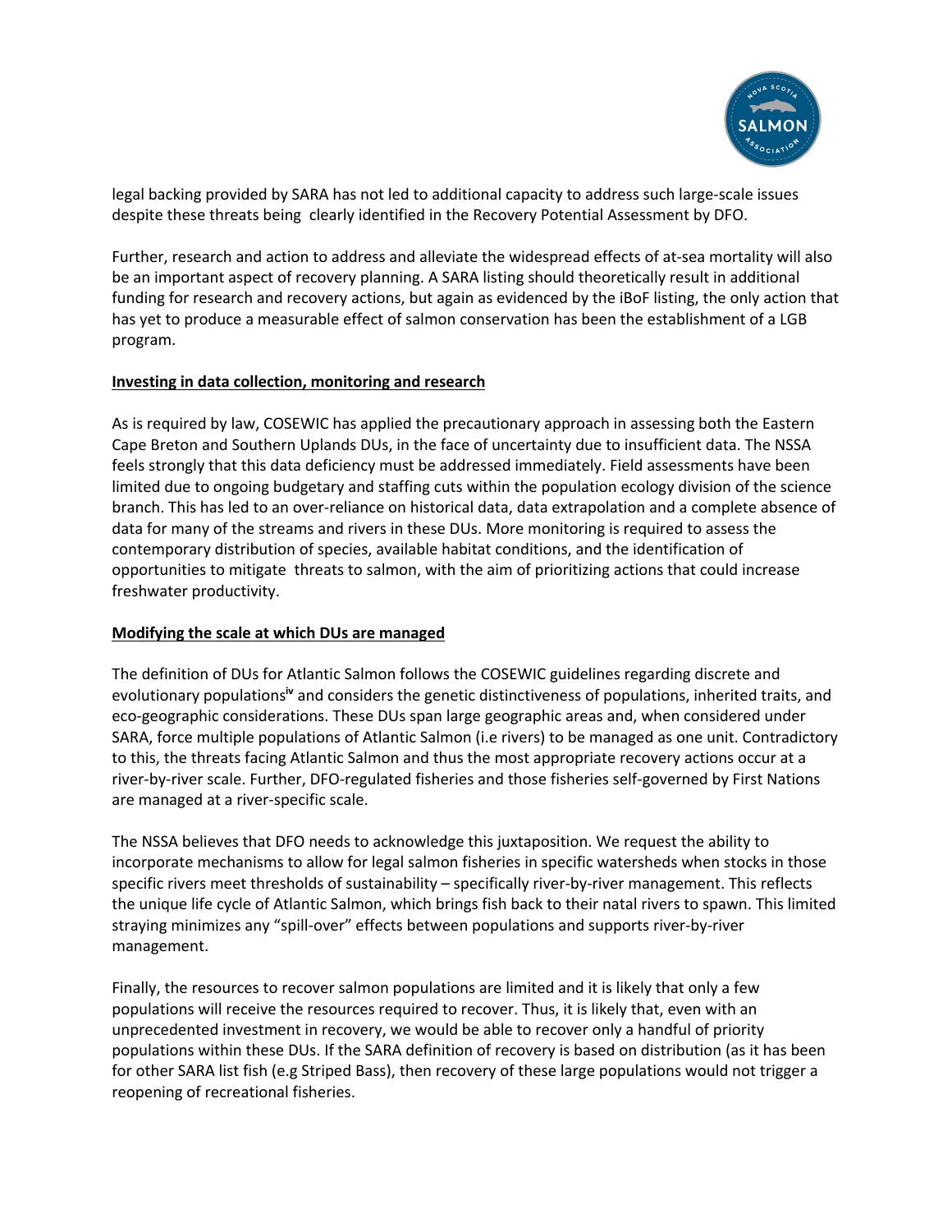legal backing provided by SARA has not led to additional capacity to address such large-scale issues despite these threats being clearly identified in the Recovery Potential Assessment by DFO.

Further, research and action to address and alleviate the widespread effects of at-sea mortality will also be an important aspect of recovery planning. A SARA listing should theoretically result in additional funding for research and recovery actions, but again as evidenced by the iBoF listing, the only action that has yet to produce a measurable effect of salmon conservation has been the establishment of a LGB program.

**Investing in data collection, monitoring and research**

As is required by law, COSEWIC has applied the precautionary approach in assessing both the Eastern Cape Breton and Southern Uplands DUs, in the face of uncertainty due to insufficient data. The NSSA feels strongly that this data deficiency must be addressed immediately. Field assessments have been limited due to ongoing budgetary and staffing cuts within the population ecology division of the science branch. This has led to an over-reliance on historical data, data extrapolation and a complete absence of data for many of the streams and rivers in these DUs. More monitoring is required to assess the contemporary distribution of species, available habitat conditions, and the identification of opportunities to mitigate threats to salmon, with the aim of prioritizing actions that could increase freshwater productivity.

**Modifying the scale at which DUs are managed**

The definition of DUs for Atlantic Salmon follows the COSEWIC guidelines regarding discrete and evolutionary populations[iv] and considers the genetic distinctiveness of populations, inherited traits, and eco-geographic considerations. These DUs span large geographic areas and, when considered under SARA, force multiple populations of Atlantic Salmon (i.e rivers) to be managed as one unit. Contradictory to this, the threats facing Atlantic Salmon and thus the most appropriate recovery actions occur at a river-by-river scale. Further, DFO-regulated fisheries and those fisheries self-governed by First Nations are managed at a river-specific scale.

The NSSA believes that DFO needs to acknowledge this juxtaposition. We request the ability to incorporate mechanisms to allow for legal salmon fisheries in specific watersheds when stocks in those specific rivers meet thresholds of sustainability – specifically river-by-river management. This reflects the unique life cycle of Atlantic Salmon, which brings fish back to their natal rivers to spawn. This limited straying minimizes any "spill-over" effects between populations and supports river-by-river management.

Finally, the resources to recover salmon populations are limited and it is likely that only a few populations will receive the resources required to recover. Thus, it is likely that, even with an unprecedented investment in recovery, we would be able to recover only a handful of priority populations within these DUs. If the SARA definition of recovery is based on distribution (as it has been for other SARA list fish (e.g Striped Bass), then recovery of these large populations would not trigger a reopening of recreational fisheries.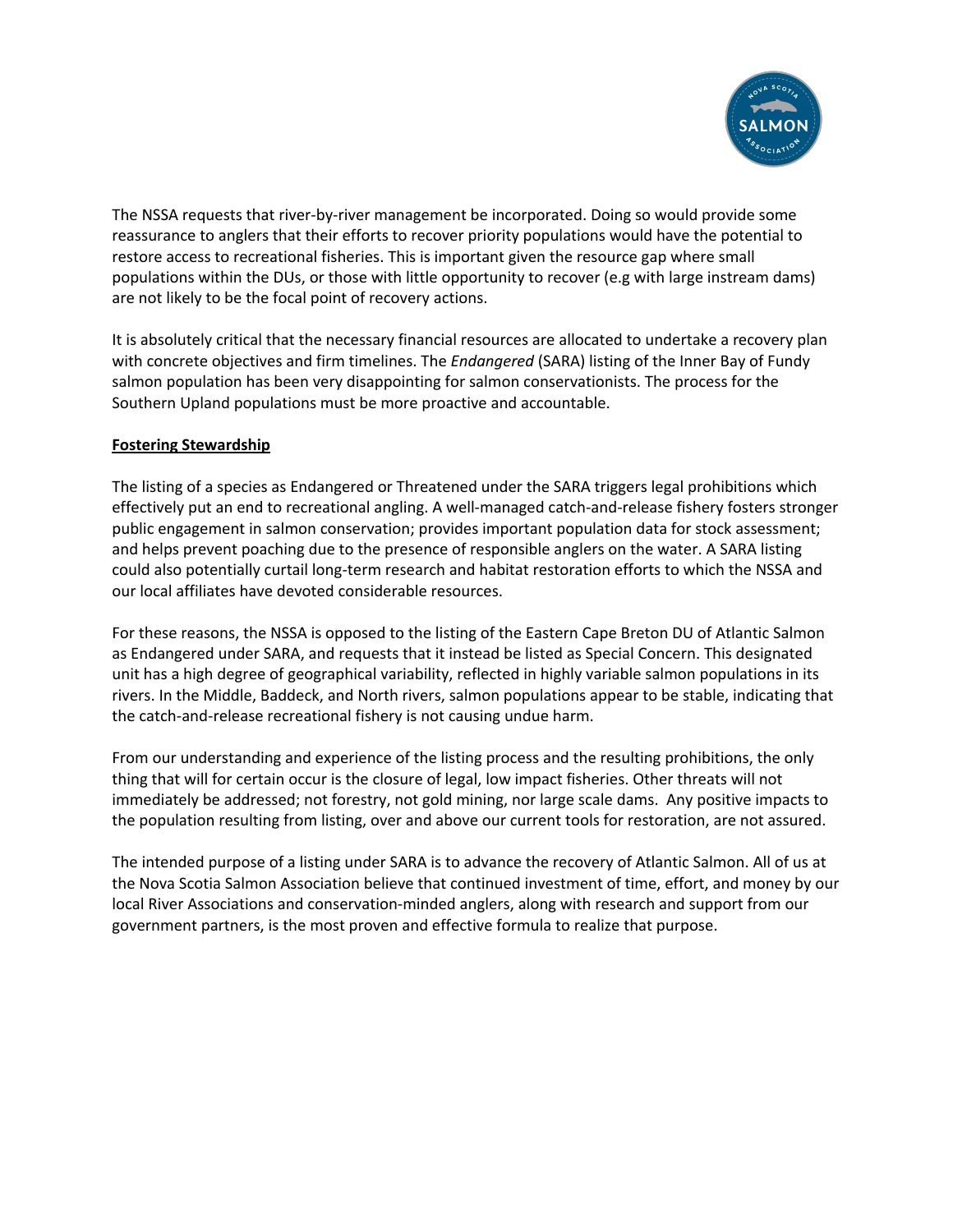The NSSA requests that river-by-river management be incorporated. Doing so would provide some reassurance to anglers that their efforts to recover priority populations would have the potential to restore access to recreational fisheries. This is important given the resource gap where small populations within the DUs, or those with little opportunity to recover (e.g with large instream dams) are not likely to be the focal point of recovery actions.

It is absolutely critical that the necessary financial resources are allocated to undertake a recovery plan with concrete objectives and firm timelines. The *Endangered* (SARA) listing of the Inner Bay of Fundy salmon population has been very disappointing for salmon conservationists. The process for the Southern Upland populations must be more proactive and accountable.

**Fostering Stewardship**

The listing of a species as Endangered or Threatened under the SARA triggers legal prohibitions which effectively put an end to recreational angling. A well-managed catch-and-release fishery fosters stronger public engagement in salmon conservation; provides important population data for stock assessment; and helps prevent poaching due to the presence of responsible anglers on the water. A SARA listing could also potentially curtail long-term research and habitat restoration efforts to which the NSSA and our local affiliates have devoted considerable resources.

For these reasons, the NSSA is opposed to the listing of the Eastern Cape Breton DU of Atlantic Salmon as Endangered under SARA, and requests that it instead be listed as Special Concern. This designated unit has a high degree of geographical variability, reflected in highly variable salmon populations in its rivers. In the Middle, Baddeck, and North rivers, salmon populations appear to be stable, indicating that the catch-and-release recreational fishery is not causing undue harm.

From our understanding and experience of the listing process and the resulting prohibitions, the only thing that will for certain occur is the closure of legal, low impact fisheries. Other threats will not immediately be addressed; not forestry, not gold mining, nor large scale dams. Any positive impacts to the population resulting from listing, over and above our current tools for restoration, are not assured.

The intended purpose of a listing under SARA is to advance the recovery of Atlantic Salmon. All of us at the Nova Scotia Salmon Association believe that continued investment of time, effort, and money by our local River Associations and conservation-minded anglers, along with research and support from our government partners, is the most proven and effective formula to realize that purpose.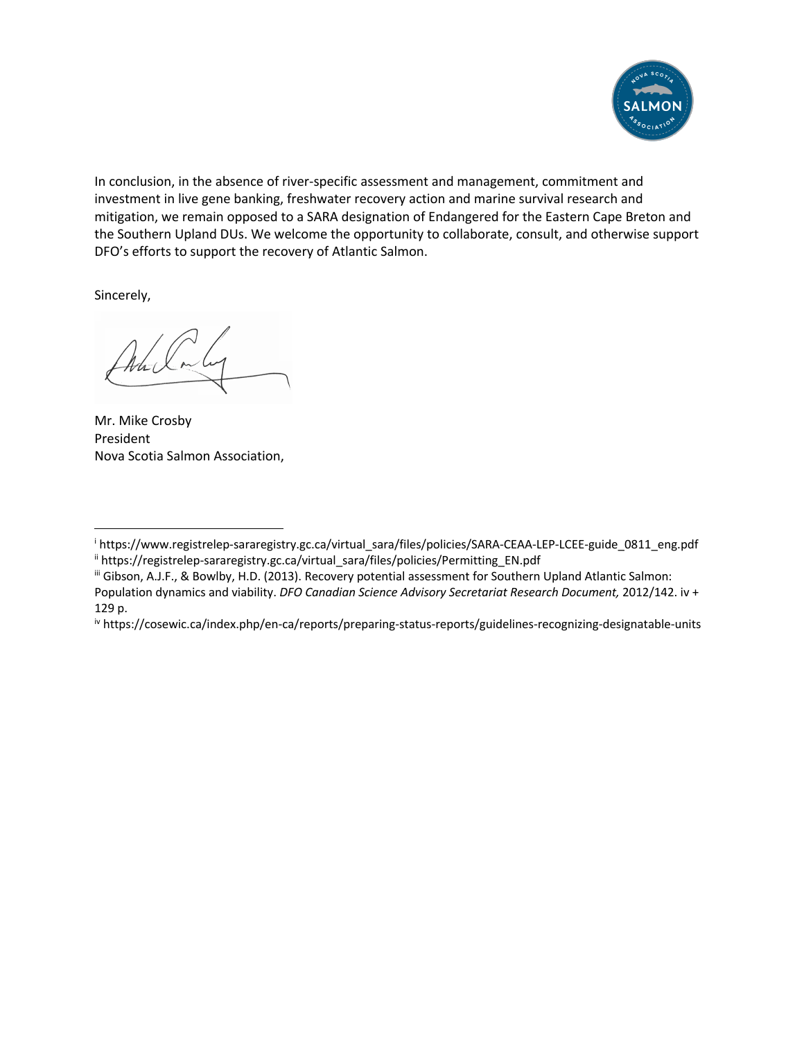In conclusion, in the absence of river-specific assessment and management, commitment and investment in live gene banking, freshwater recovery action and marine survival research and mitigation, we remain opposed to a SARA designation of Endangered for the Eastern Cape Breton and the Southern Upland DUs. We welcome the opportunity to collaborate, consult, and otherwise support DFO's efforts to support the recovery of Atlantic Salmon.

Sincerely,

Mr. Mike Crosby
President
Nova Scotia Salmon Association,

---

[i] https://www.registrelep-sararegistry.gc.ca/virtual_sara/files/policies/SARA-CEAA-LEP-LCEE-guide_0811_eng.pdf

[ii] https://registrelep-sararegistry.gc.ca/virtual_sara/files/policies/Permitting_EN.pdf

[iii] Gibson, A.J.F., & Bowlby, H.D. (2013). Recovery potential assessment for Southern Upland Atlantic Salmon: Population dynamics and viability. *DFO Canadian Science Advisory Secretariat Research Document,* 2012/142. iv + 129 p.

[iv] https://cosewic.ca/index.php/en-ca/reports/preparing-status-reports/guidelines-recognizing-designatable-units